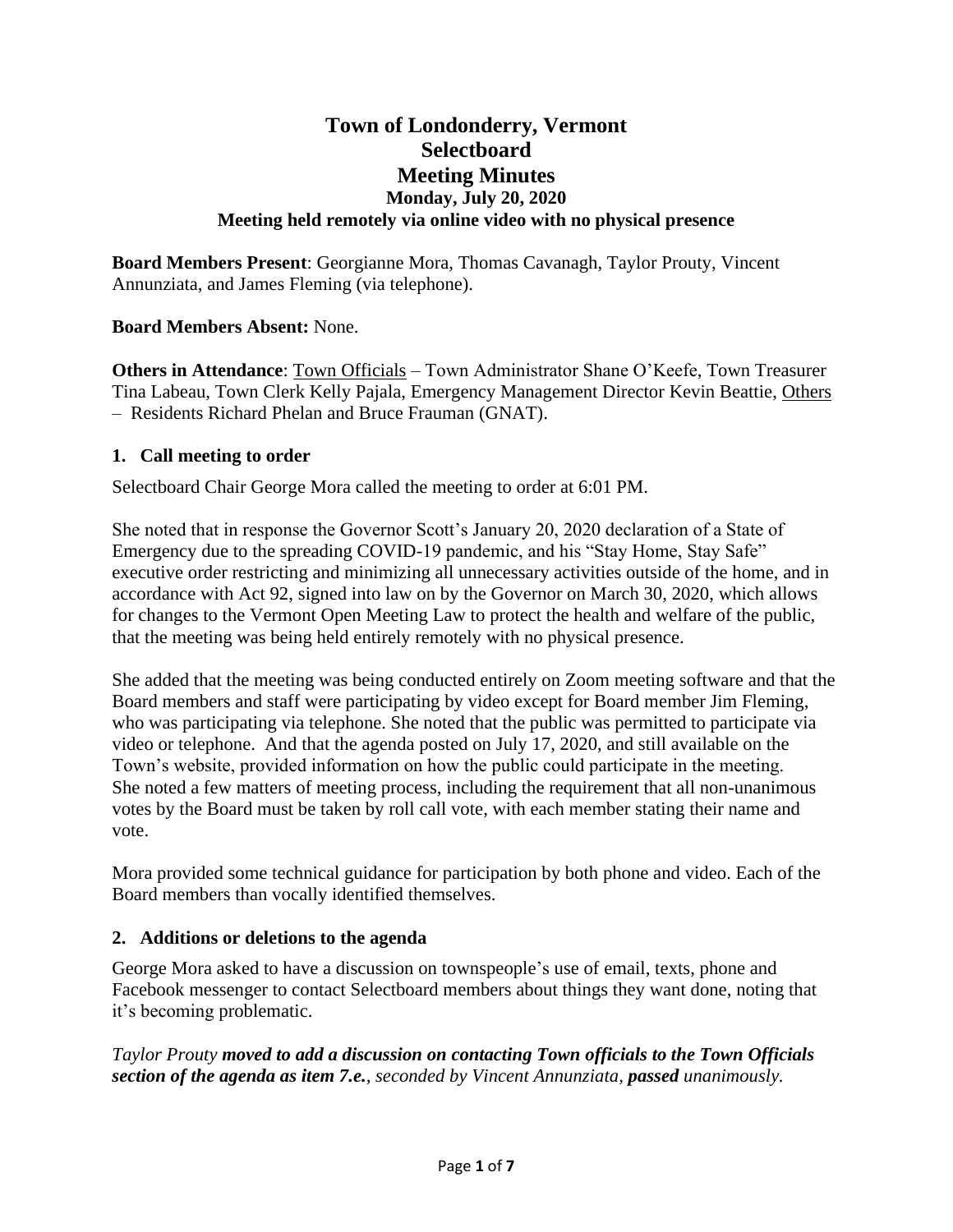# Town of Londonderry, Vermont
# Selectboard
# Meeting Minutes
### Monday, July 20, 2020
### Meeting held remotely via online video with no physical presence

**Board Members Present**: Georgianne Mora, Thomas Cavanagh, Taylor Prouty, Vincent Annunziata, and James Fleming (via telephone).

**Board Members Absent:** None.

**Others in Attendance**: Town Officials – Town Administrator Shane O'Keefe, Town Treasurer Tina Labeau, Town Clerk Kelly Pajala, Emergency Management Director Kevin Beattie, Others – Residents Richard Phelan and Bruce Frauman (GNAT).

## 1. Call meeting to order

Selectboard Chair George Mora called the meeting to order at 6:01 PM.

She noted that in response the Governor Scott's January 20, 2020 declaration of a State of Emergency due to the spreading COVID-19 pandemic, and his "Stay Home, Stay Safe" executive order restricting and minimizing all unnecessary activities outside of the home, and in accordance with Act 92, signed into law on by the Governor on March 30, 2020, which allows for changes to the Vermont Open Meeting Law to protect the health and welfare of the public, that the meeting was being held entirely remotely with no physical presence.

She added that the meeting was being conducted entirely on Zoom meeting software and that the Board members and staff were participating by video except for Board member Jim Fleming, who was participating via telephone. She noted that the public was permitted to participate via video or telephone. And that the agenda posted on July 17, 2020, and still available on the Town's website, provided information on how the public could participate in the meeting. She noted a few matters of meeting process, including the requirement that all non-unanimous votes by the Board must be taken by roll call vote, with each member stating their name and vote.

Mora provided some technical guidance for participation by both phone and video. Each of the Board members than vocally identified themselves.

## 2. Additions or deletions to the agenda

George Mora asked to have a discussion on townspeople's use of email, texts, phone and Facebook messenger to contact Selectboard members about things they want done, noting that it's becoming problematic.

*Taylor Prouty **moved to add a discussion on contacting Town officials to the Town Officials section of the agenda as item 7.e.**, seconded by Vincent Annunziata, **passed** unanimously.*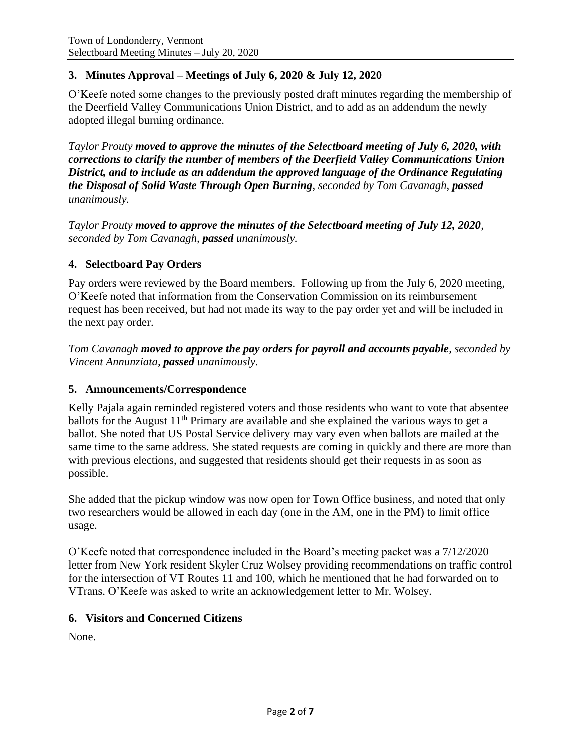## 3. Minutes Approval – Meetings of July 6, 2020 & July 12, 2020

O'Keefe noted some changes to the previously posted draft minutes regarding the membership of the Deerfield Valley Communications Union District, and to add as an addendum the newly adopted illegal burning ordinance.

*Taylor Prouty **moved to approve the minutes of the Selectboard meeting of July 6, 2020, with corrections to clarify the number of members of the Deerfield Valley Communications Union District, and to include as an addendum the approved language of the Ordinance Regulating the Disposal of Solid Waste Through Open Burning**, seconded by Tom Cavanagh, **passed** unanimously.*

*Taylor Prouty **moved to approve the minutes of the Selectboard meeting of July 12, 2020**, seconded by Tom Cavanagh, **passed** unanimously.*

## 4. Selectboard Pay Orders

Pay orders were reviewed by the Board members. Following up from the July 6, 2020 meeting, O'Keefe noted that information from the Conservation Commission on its reimbursement request has been received, but had not made its way to the pay order yet and will be included in the next pay order.

*Tom Cavanagh **moved to approve the pay orders for payroll and accounts payable**, seconded by Vincent Annunziata, **passed** unanimously.*

## 5. Announcements/Correspondence

Kelly Pajala again reminded registered voters and those residents who want to vote that absentee ballots for the August 11th Primary are available and she explained the various ways to get a ballot. She noted that US Postal Service delivery may vary even when ballots are mailed at the same time to the same address. She stated requests are coming in quickly and there are more than with previous elections, and suggested that residents should get their requests in as soon as possible.

She added that the pickup window was now open for Town Office business, and noted that only two researchers would be allowed in each day (one in the AM, one in the PM) to limit office usage.

O'Keefe noted that correspondence included in the Board's meeting packet was a 7/12/2020 letter from New York resident Skyler Cruz Wolsey providing recommendations on traffic control for the intersection of VT Routes 11 and 100, which he mentioned that he had forwarded on to VTrans. O'Keefe was asked to write an acknowledgement letter to Mr. Wolsey.

## 6. Visitors and Concerned Citizens

None.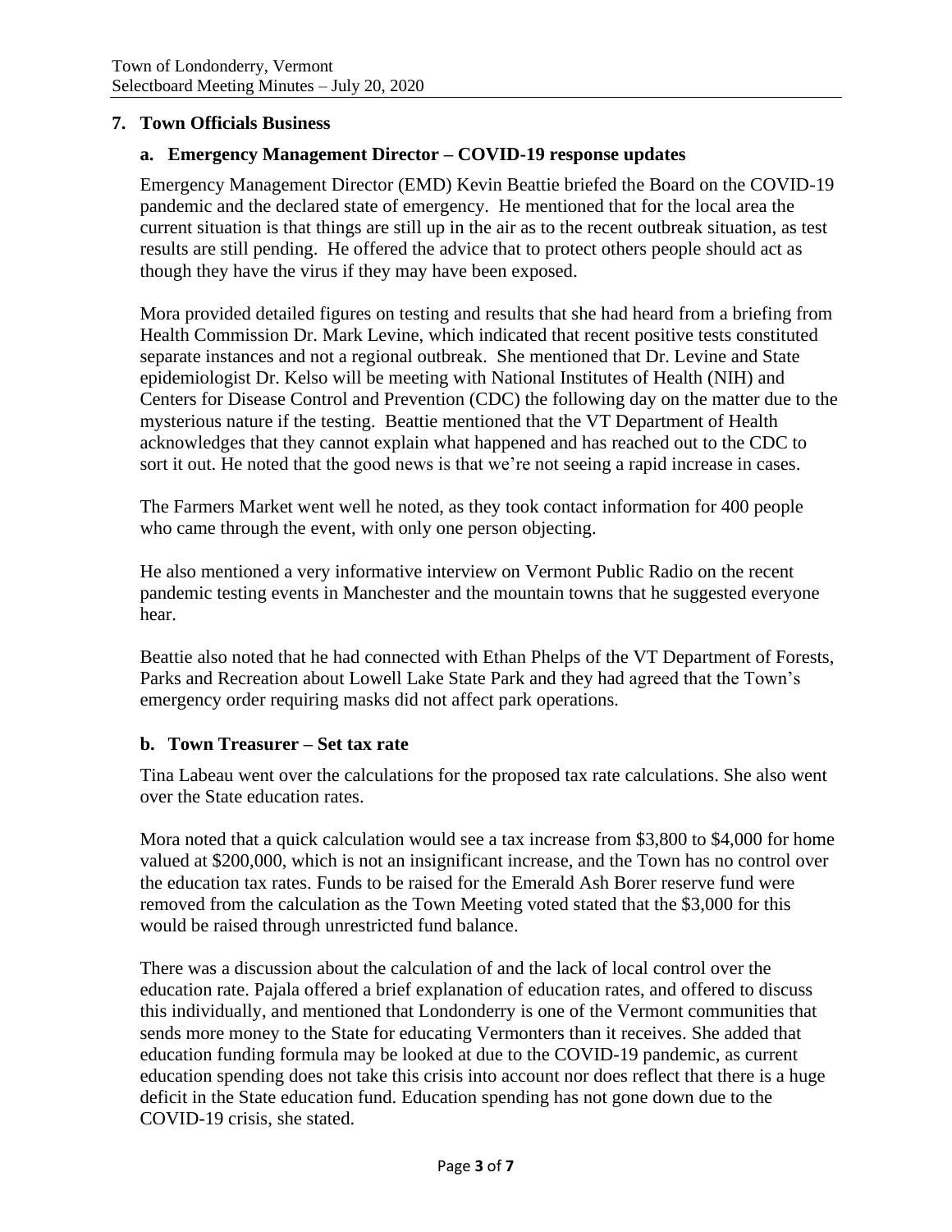## 7. Town Officials Business

### a. Emergency Management Director – COVID-19 response updates

Emergency Management Director (EMD) Kevin Beattie briefed the Board on the COVID-19 pandemic and the declared state of emergency. He mentioned that for the local area the current situation is that things are still up in the air as to the recent outbreak situation, as test results are still pending. He offered the advice that to protect others people should act as though they have the virus if they may have been exposed.

Mora provided detailed figures on testing and results that she had heard from a briefing from Health Commission Dr. Mark Levine, which indicated that recent positive tests constituted separate instances and not a regional outbreak. She mentioned that Dr. Levine and State epidemiologist Dr. Kelso will be meeting with National Institutes of Health (NIH) and Centers for Disease Control and Prevention (CDC) the following day on the matter due to the mysterious nature if the testing. Beattie mentioned that the VT Department of Health acknowledges that they cannot explain what happened and has reached out to the CDC to sort it out. He noted that the good news is that we're not seeing a rapid increase in cases.

The Farmers Market went well he noted, as they took contact information for 400 people who came through the event, with only one person objecting.

He also mentioned a very informative interview on Vermont Public Radio on the recent pandemic testing events in Manchester and the mountain towns that he suggested everyone hear.

Beattie also noted that he had connected with Ethan Phelps of the VT Department of Forests, Parks and Recreation about Lowell Lake State Park and they had agreed that the Town's emergency order requiring masks did not affect park operations.

### b. Town Treasurer – Set tax rate

Tina Labeau went over the calculations for the proposed tax rate calculations. She also went over the State education rates.

Mora noted that a quick calculation would see a tax increase from $3,800 to $4,000 for home valued at $200,000, which is not an insignificant increase, and the Town has no control over the education tax rates. Funds to be raised for the Emerald Ash Borer reserve fund were removed from the calculation as the Town Meeting voted stated that the $3,000 for this would be raised through unrestricted fund balance.

There was a discussion about the calculation of and the lack of local control over the education rate. Pajala offered a brief explanation of education rates, and offered to discuss this individually, and mentioned that Londonderry is one of the Vermont communities that sends more money to the State for educating Vermonters than it receives. She added that education funding formula may be looked at due to the COVID-19 pandemic, as current education spending does not take this crisis into account nor does reflect that there is a huge deficit in the State education fund. Education spending has not gone down due to the COVID-19 crisis, she stated.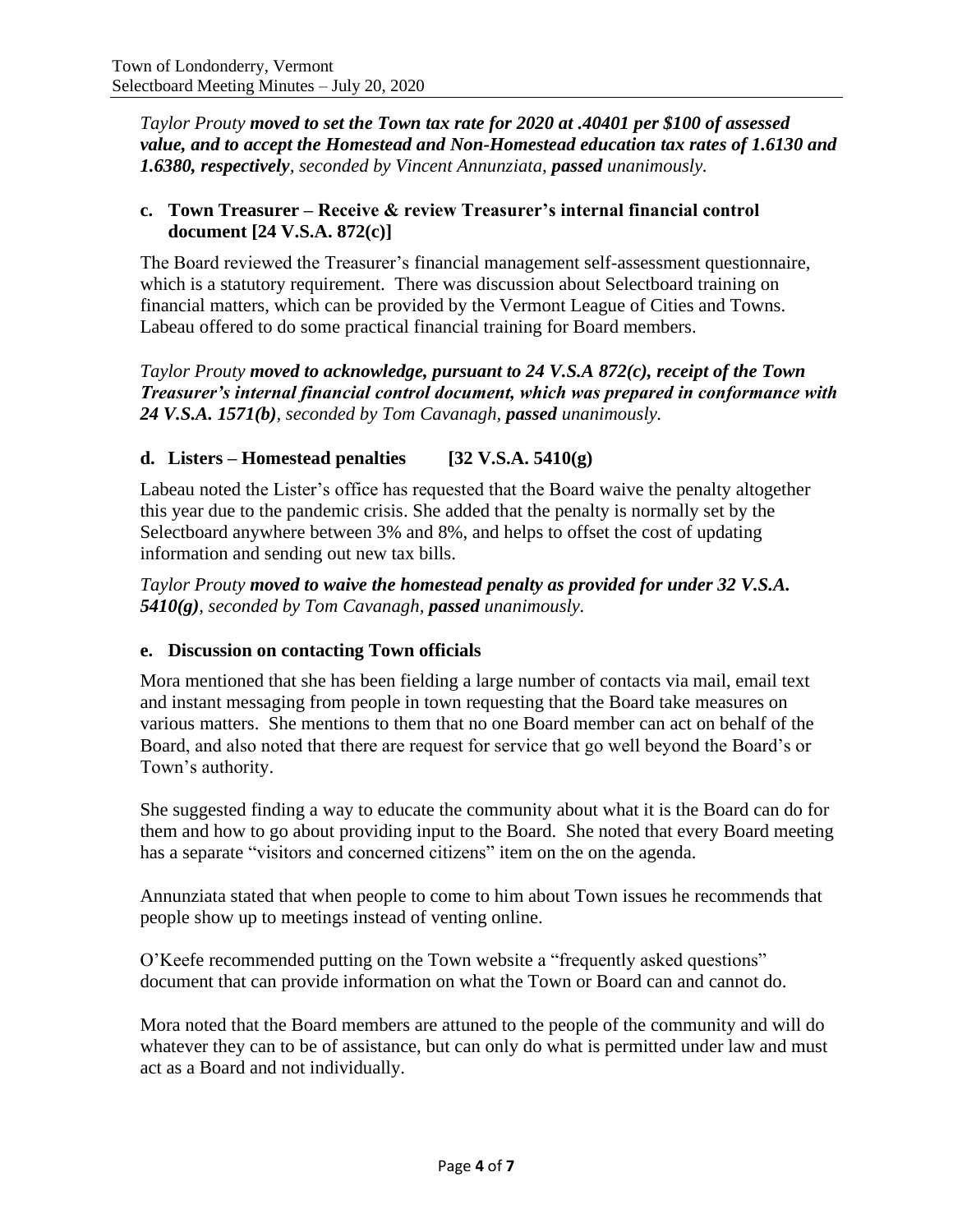*Taylor Prouty* ***moved to set the Town tax rate for 2020 at .40401 per $100 of assessed value, and to accept the Homestead and Non-Homestead education tax rates of 1.6130 and 1.6380, respectively****, seconded by Vincent Annunziata,* ***passed*** *unanimously.*

### c. Town Treasurer – Receive & review Treasurer's internal financial control document [24 V.S.A. 872(c)]

The Board reviewed the Treasurer's financial management self-assessment questionnaire, which is a statutory requirement. There was discussion about Selectboard training on financial matters, which can be provided by the Vermont League of Cities and Towns. Labeau offered to do some practical financial training for Board members.

*Taylor Prouty* ***moved to acknowledge, pursuant to 24 V.S.A 872(c), receipt of the Town Treasurer's internal financial control document, which was prepared in conformance with 24 V.S.A. 1571(b)****, seconded by Tom Cavanagh,* ***passed*** *unanimously.*

### d. Listers – Homestead penalties [32 V.S.A. 5410(g)

Labeau noted the Lister's office has requested that the Board waive the penalty altogether this year due to the pandemic crisis. She added that the penalty is normally set by the Selectboard anywhere between 3% and 8%, and helps to offset the cost of updating information and sending out new tax bills.

*Taylor Prouty* ***moved to waive the homestead penalty as provided for under 32 V.S.A. 5410(g)****, seconded by Tom Cavanagh,* ***passed*** *unanimously.*

### e. Discussion on contacting Town officials

Mora mentioned that she has been fielding a large number of contacts via mail, email text and instant messaging from people in town requesting that the Board take measures on various matters. She mentions to them that no one Board member can act on behalf of the Board, and also noted that there are request for service that go well beyond the Board's or Town's authority.

She suggested finding a way to educate the community about what it is the Board can do for them and how to go about providing input to the Board. She noted that every Board meeting has a separate "visitors and concerned citizens" item on the on the agenda.

Annunziata stated that when people to come to him about Town issues he recommends that people show up to meetings instead of venting online.

O'Keefe recommended putting on the Town website a "frequently asked questions" document that can provide information on what the Town or Board can and cannot do.

Mora noted that the Board members are attuned to the people of the community and will do whatever they can to be of assistance, but can only do what is permitted under law and must act as a Board and not individually.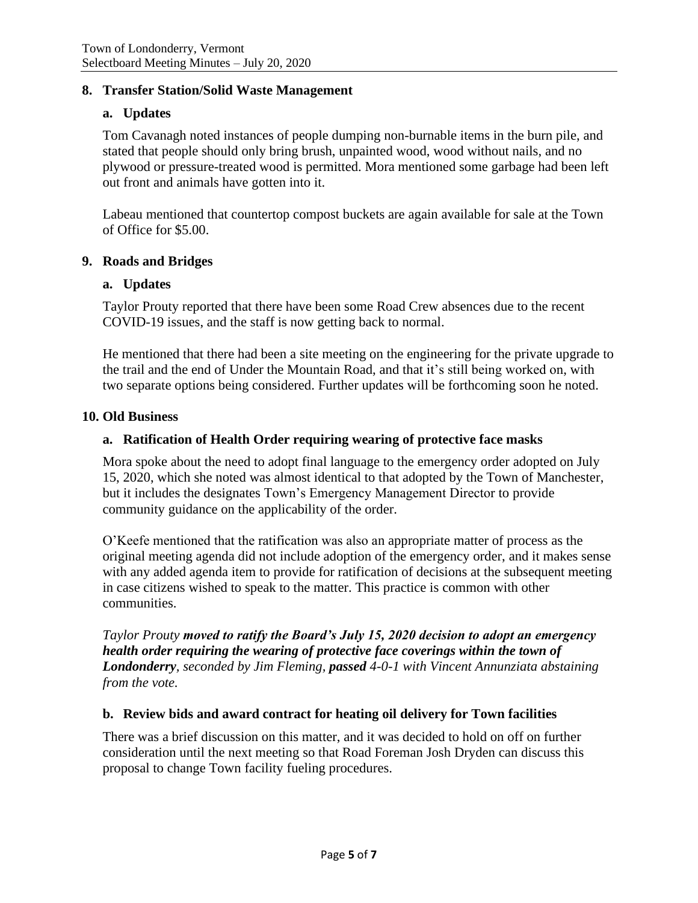## 8. Transfer Station/Solid Waste Management

### a. Updates

Tom Cavanagh noted instances of people dumping non-burnable items in the burn pile, and stated that people should only bring brush, unpainted wood, wood without nails, and no plywood or pressure-treated wood is permitted. Mora mentioned some garbage had been left out front and animals have gotten into it.

Labeau mentioned that countertop compost buckets are again available for sale at the Town of Office for $5.00.

## 9. Roads and Bridges

### a. Updates

Taylor Prouty reported that there have been some Road Crew absences due to the recent COVID-19 issues, and the staff is now getting back to normal.

He mentioned that there had been a site meeting on the engineering for the private upgrade to the trail and the end of Under the Mountain Road, and that it's still being worked on, with two separate options being considered. Further updates will be forthcoming soon he noted.

## 10. Old Business

### a. Ratification of Health Order requiring wearing of protective face masks

Mora spoke about the need to adopt final language to the emergency order adopted on July 15, 2020, which she noted was almost identical to that adopted by the Town of Manchester, but it includes the designates Town's Emergency Management Director to provide community guidance on the applicability of the order.

O'Keefe mentioned that the ratification was also an appropriate matter of process as the original meeting agenda did not include adoption of the emergency order, and it makes sense with any added agenda item to provide for ratification of decisions at the subsequent meeting in case citizens wished to speak to the matter. This practice is common with other communities.

*Taylor Prouty* ***moved to ratify the Board's July 15, 2020 decision to adopt an emergency health order requiring the wearing of protective face coverings within the town of Londonderry****, seconded by Jim Fleming,* ***passed*** *4-0-1 with Vincent Annunziata abstaining from the vote.*

### b. Review bids and award contract for heating oil delivery for Town facilities

There was a brief discussion on this matter, and it was decided to hold on off on further consideration until the next meeting so that Road Foreman Josh Dryden can discuss this proposal to change Town facility fueling procedures.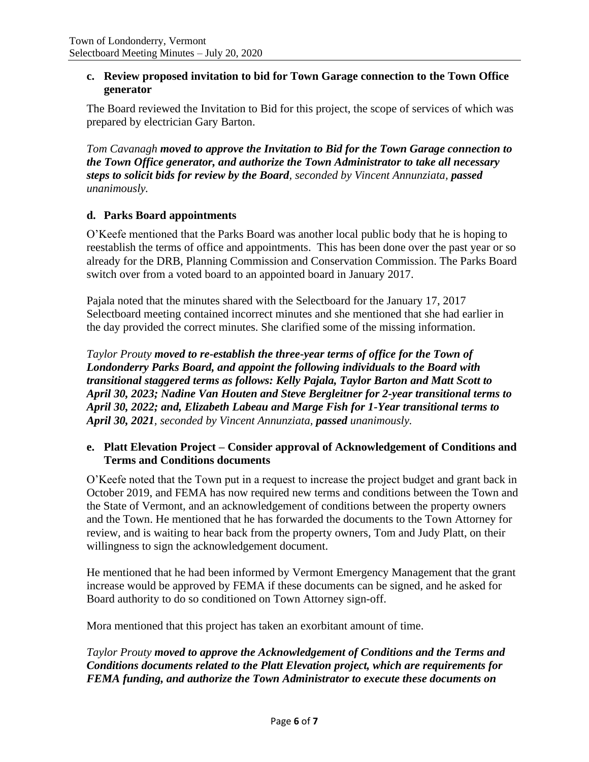### c. Review proposed invitation to bid for Town Garage connection to the Town Office generator

The Board reviewed the Invitation to Bid for this project, the scope of services of which was prepared by electrician Gary Barton.

*Tom Cavanagh* ***moved to approve the Invitation to Bid for the Town Garage connection to the Town Office generator, and authorize the Town Administrator to take all necessary steps to solicit bids for review by the Board****, seconded by Vincent Annunziata,* ***passed*** *unanimously.*

### d. Parks Board appointments

O'Keefe mentioned that the Parks Board was another local public body that he is hoping to reestablish the terms of office and appointments. This has been done over the past year or so already for the DRB, Planning Commission and Conservation Commission. The Parks Board switch over from a voted board to an appointed board in January 2017.

Pajala noted that the minutes shared with the Selectboard for the January 17, 2017 Selectboard meeting contained incorrect minutes and she mentioned that she had earlier in the day provided the correct minutes. She clarified some of the missing information.

*Taylor Prouty* ***moved to re-establish the three-year terms of office for the Town of Londonderry Parks Board, and appoint the following individuals to the Board with transitional staggered terms as follows: Kelly Pajala, Taylor Barton and Matt Scott to April 30, 2023; Nadine Van Houten and Steve Bergleitner for 2-year transitional terms to April 30, 2022; and, Elizabeth Labeau and Marge Fish for 1-Year transitional terms to April 30, 2021****, seconded by Vincent Annunziata,* ***passed*** *unanimously.*

### e. Platt Elevation Project – Consider approval of Acknowledgement of Conditions and Terms and Conditions documents

O'Keefe noted that the Town put in a request to increase the project budget and grant back in October 2019, and FEMA has now required new terms and conditions between the Town and the State of Vermont, and an acknowledgement of conditions between the property owners and the Town. He mentioned that he has forwarded the documents to the Town Attorney for review, and is waiting to hear back from the property owners, Tom and Judy Platt, on their willingness to sign the acknowledgement document.

He mentioned that he had been informed by Vermont Emergency Management that the grant increase would be approved by FEMA if these documents can be signed, and he asked for Board authority to do so conditioned on Town Attorney sign-off.

Mora mentioned that this project has taken an exorbitant amount of time.

*Taylor Prouty* ***moved to approve the Acknowledgement of Conditions and the Terms and Conditions documents related to the Platt Elevation project, which are requirements for FEMA funding, and authorize the Town Administrator to execute these documents on***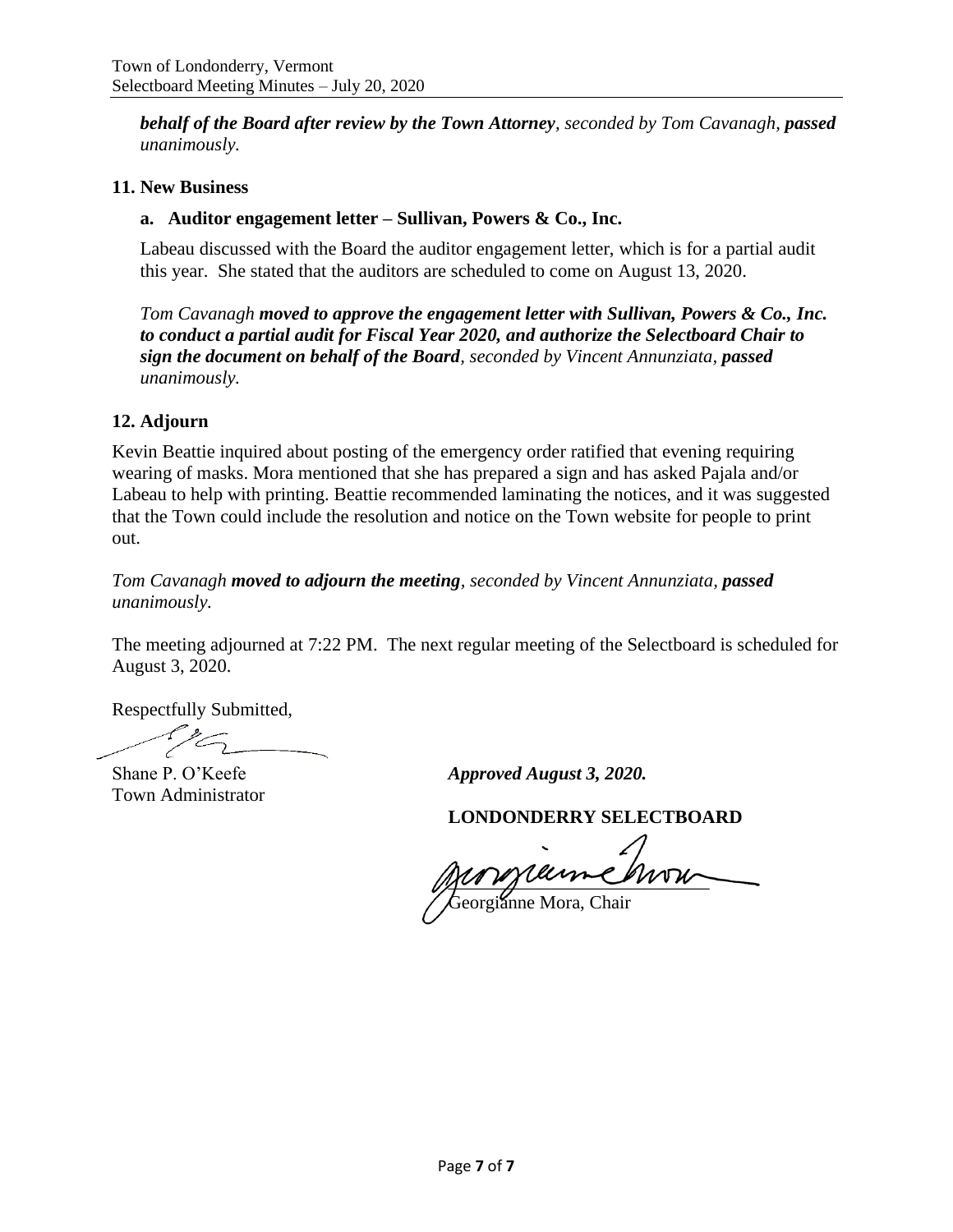***behalf of the Board after review by the Town Attorney**, seconded by Tom Cavanagh, **passed** unanimously.*

### 11. New Business

#### a. Auditor engagement letter – Sullivan, Powers & Co., Inc.

Labeau discussed with the Board the auditor engagement letter, which is for a partial audit this year. She stated that the auditors are scheduled to come on August 13, 2020.

*Tom Cavanagh **moved to approve the engagement letter with Sullivan, Powers & Co., Inc. to conduct a partial audit for Fiscal Year 2020, and authorize the Selectboard Chair to sign the document on behalf of the Board**, seconded by Vincent Annunziata, **passed** unanimously.*

### 12. Adjourn

Kevin Beattie inquired about posting of the emergency order ratified that evening requiring wearing of masks. Mora mentioned that she has prepared a sign and has asked Pajala and/or Labeau to help with printing. Beattie recommended laminating the notices, and it was suggested that the Town could include the resolution and notice on the Town website for people to print out.

*Tom Cavanagh **moved to adjourn the meeting**, seconded by Vincent Annunziata, **passed** unanimously.*

The meeting adjourned at 7:22 PM. The next regular meeting of the Selectboard is scheduled for August 3, 2020.

Respectfully Submitted,

Shane P. O'Keefe
Town Administrator

***Approved August 3, 2020.***

**LONDONDERRY SELECTBOARD**

Georgianne Mora, Chair